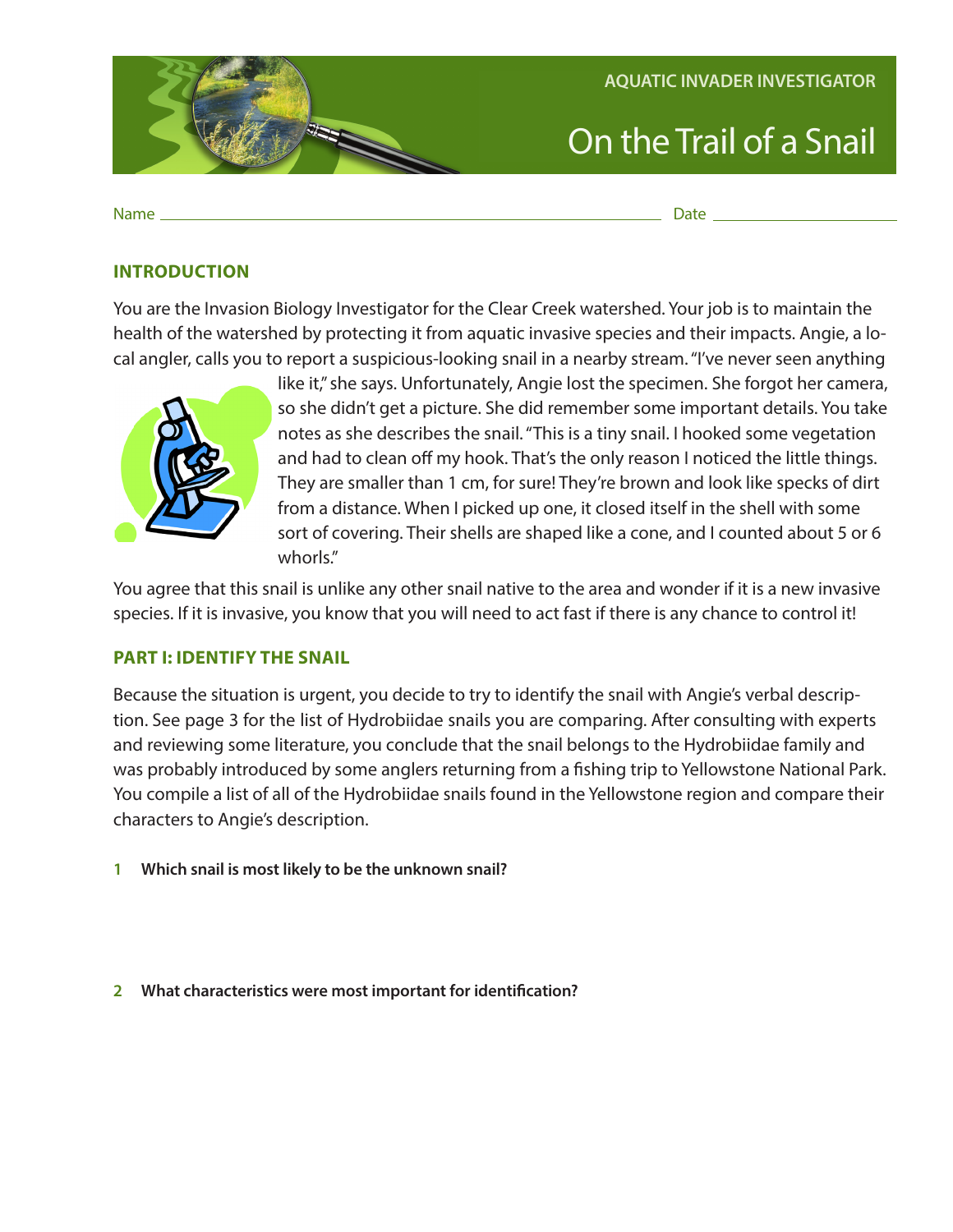AQUATIC INVADER INVESTIGATOR

# On the Trail of a Snail

Name ______________________________ Date ______________

## INTRODUCTION

You are the Invasion Biology Investigator for the Clear Creek watershed. Your job is to maintain the health of the watershed by protecting it from aquatic invasive species and their impacts. Angie, a local angler, calls you to report a suspicious-looking snail in a nearby stream. "I've never seen anything like it," she says. Unfortunately, Angie lost the specimen. She forgot her camera, so she didn't get a picture. She did remember some important details. You take notes as she describes the snail. "This is a tiny snail. I hooked some vegetation and had to clean off my hook. That's the only reason I noticed the little things. They are smaller than 1 cm, for sure! They're brown and look like specks of dirt from a distance. When I picked up one, it closed itself in the shell with some sort of covering. Their shells are shaped like a cone, and I counted about 5 or 6 whorls."

You agree that this snail is unlike any other snail native to the area and wonder if it is a new invasive species. If it is invasive, you know that you will need to act fast if there is any chance to control it!

## PART I: IDENTIFY THE SNAIL

Because the situation is urgent, you decide to try to identify the snail with Angie's verbal description. See page 3 for the list of Hydrobiidae snails you are comparing. After consulting with experts and reviewing some literature, you conclude that the snail belongs to the Hydrobiidae family and was probably introduced by some anglers returning from a fishing trip to Yellowstone National Park. You compile a list of all of the Hydrobiidae snails found in the Yellowstone region and compare their characters to Angie's description.

**1 Which snail is most likely to be the unknown snail?**

**2 What characteristics were most important for identification?**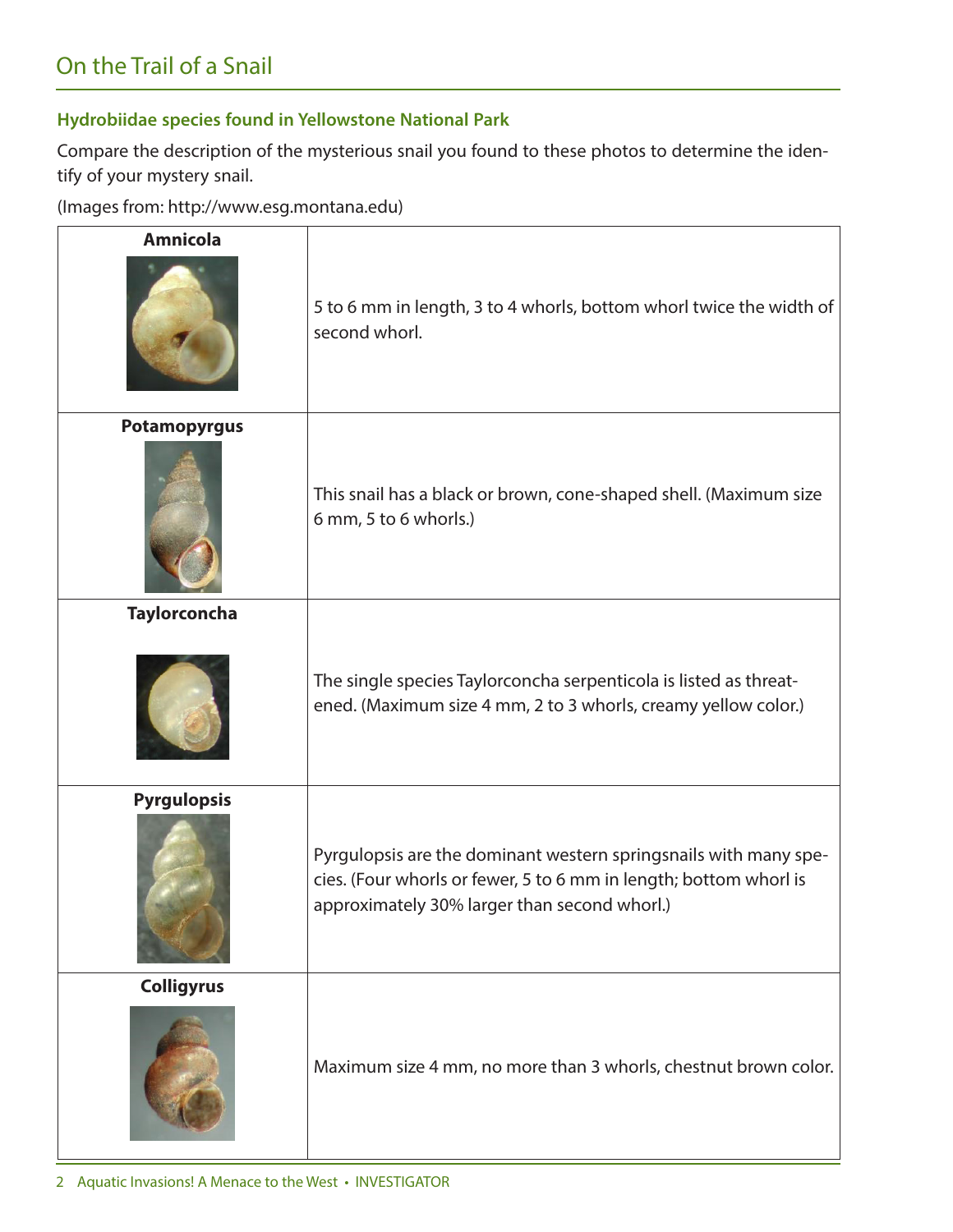## On the Trail of a Snail

### Hydrobiidae species found in Yellowstone National Park

Compare the description of the mysterious snail you found to these photos to determine the identify of your mystery snail.

(Images from: http://www.esg.montana.edu)

| | |
|---|---|
| **Amnicola** | 5 to 6 mm in length, 3 to 4 whorls, bottom whorl twice the width of second whorl. |
| **Potamopyrgus** | This snail has a black or brown, cone-shaped shell. (Maximum size 6 mm, 5 to 6 whorls.) |
| **Taylorconcha** | The single species Taylorconcha serpenticola is listed as threatened. (Maximum size 4 mm, 2 to 3 whorls, creamy yellow color.) |
| **Pyrgulopsis** | Pyrgulopsis are the dominant western springsnails with many species. (Four whorls or fewer, 5 to 6 mm in length; bottom whorl is approximately 30% larger than second whorl.) |
| **Colligyrus** | Maximum size 4 mm, no more than 3 whorls, chestnut brown color. |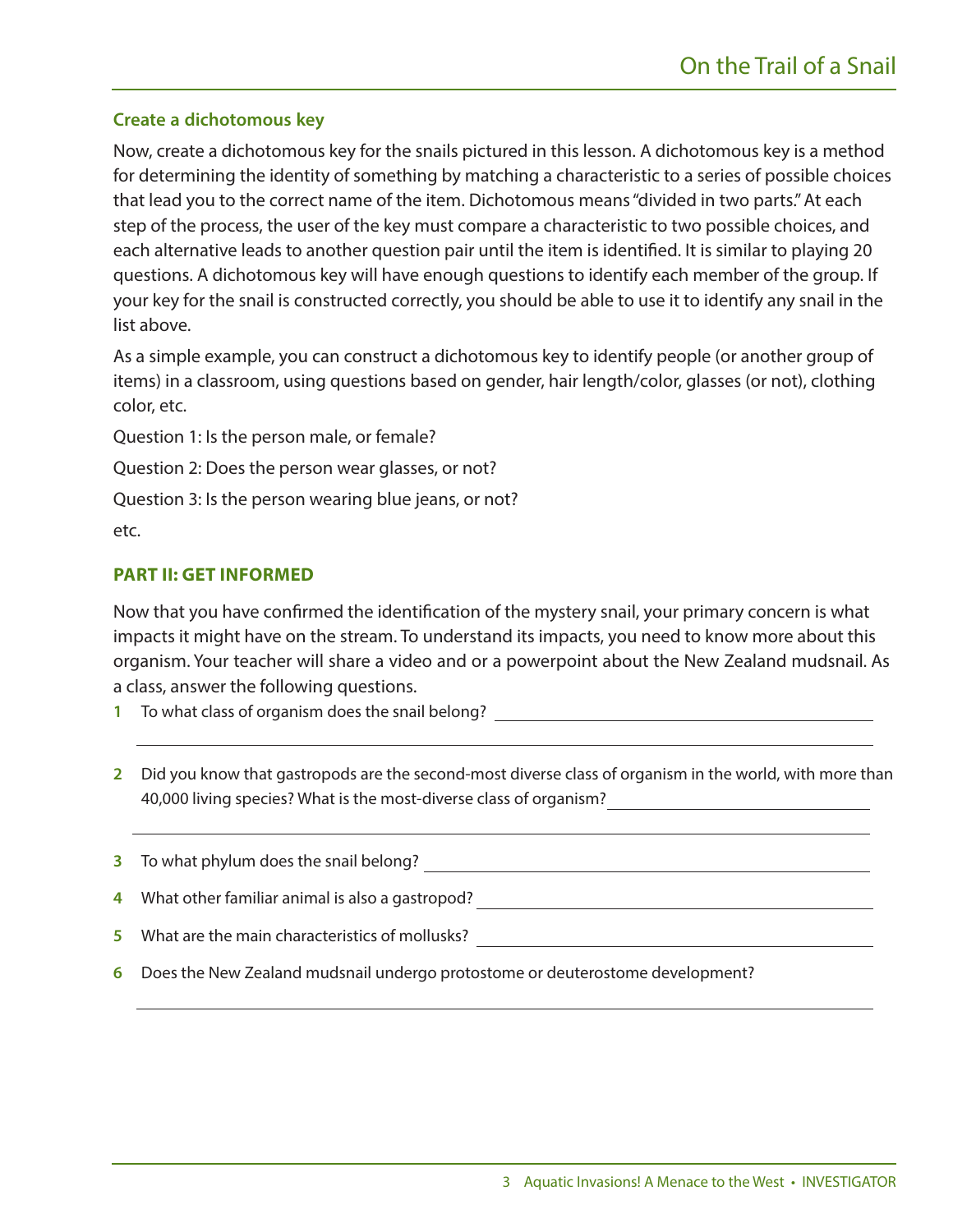### Create a dichotomous key

Now, create a dichotomous key for the snails pictured in this lesson. A dichotomous key is a method for determining the identity of something by matching a characteristic to a series of possible choices that lead you to the correct name of the item. Dichotomous means "divided in two parts." At each step of the process, the user of the key must compare a characteristic to two possible choices, and each alternative leads to another question pair until the item is identified. It is similar to playing 20 questions. A dichotomous key will have enough questions to identify each member of the group. If your key for the snail is constructed correctly, you should be able to use it to identify any snail in the list above.

As a simple example, you can construct a dichotomous key to identify people (or another group of items) in a classroom, using questions based on gender, hair length/color, glasses (or not), clothing color, etc.

Question 1: Is the person male, or female?

Question 2: Does the person wear glasses, or not?

Question 3: Is the person wearing blue jeans, or not?

etc.

## PART II: GET INFORMED

Now that you have confirmed the identification of the mystery snail, your primary concern is what impacts it might have on the stream. To understand its impacts, you need to know more about this organism. Your teacher will share a video and or a powerpoint about the New Zealand mudsnail. As a class, answer the following questions.

1. To what class of organism does the snail belong? ______________________________

   ______________________________

2. Did you know that gastropods are the second-most diverse class of organism in the world, with more than 40,000 living species? What is the most-diverse class of organism? ______________________________

   ______________________________

3. To what phylum does the snail belong? ______________________________

4. What other familiar animal is also a gastropod? ______________________________

5. What are the main characteristics of mollusks? ______________________________

6. Does the New Zealand mudsnail undergo protostome or deuterostome development?

   ______________________________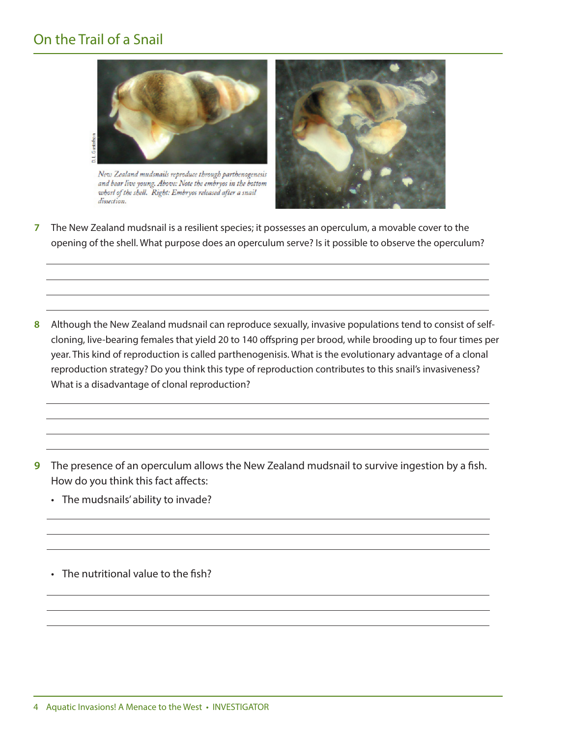## On the Trail of a Snail

*New Zealand mudsnails reproduce through parthenogenesis and bear live young. Above: Note the embryos in the bottom whorl of the shell. Right: Embryos released after a snail dissection.*

**7** The New Zealand mudsnail is a resilient species; it possesses an operculum, a movable cover to the opening of the shell. What purpose does an operculum serve? Is it possible to observe the operculum?

**8** Although the New Zealand mudsnail can reproduce sexually, invasive populations tend to consist of self-cloning, live-bearing females that yield 20 to 140 offspring per brood, while brooding up to four times per year. This kind of reproduction is called parthenogenisis. What is the evolutionary advantage of a clonal reproduction strategy? Do you think this type of reproduction contributes to this snail's invasiveness? What is a disadvantage of clonal reproduction?

**9** The presence of an operculum allows the New Zealand mudsnail to survive ingestion by a fish. How do you think this fact affects:

- The mudsnails' ability to invade?

- The nutritional value to the fish?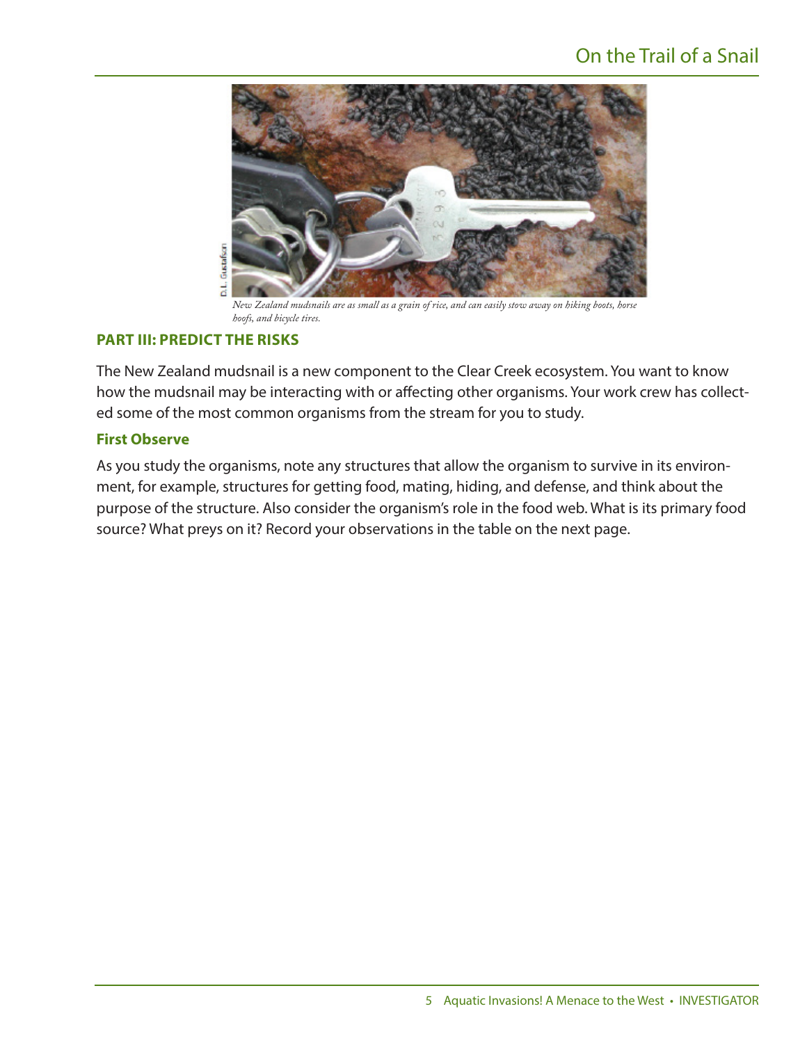*New Zealand mudsnails are as small as a grain of rice, and can easily stow away on hiking boots, horse hoofs, and bicycle tires.*

## PART III: PREDICT THE RISKS

The New Zealand mudsnail is a new component to the Clear Creek ecosystem. You want to know how the mudsnail may be interacting with or affecting other organisms. Your work crew has collected some of the most common organisms from the stream for you to study.

### First Observe

As you study the organisms, note any structures that allow the organism to survive in its environment, for example, structures for getting food, mating, hiding, and defense, and think about the purpose of the structure. Also consider the organism's role in the food web. What is its primary food source? What preys on it? Record your observations in the table on the next page.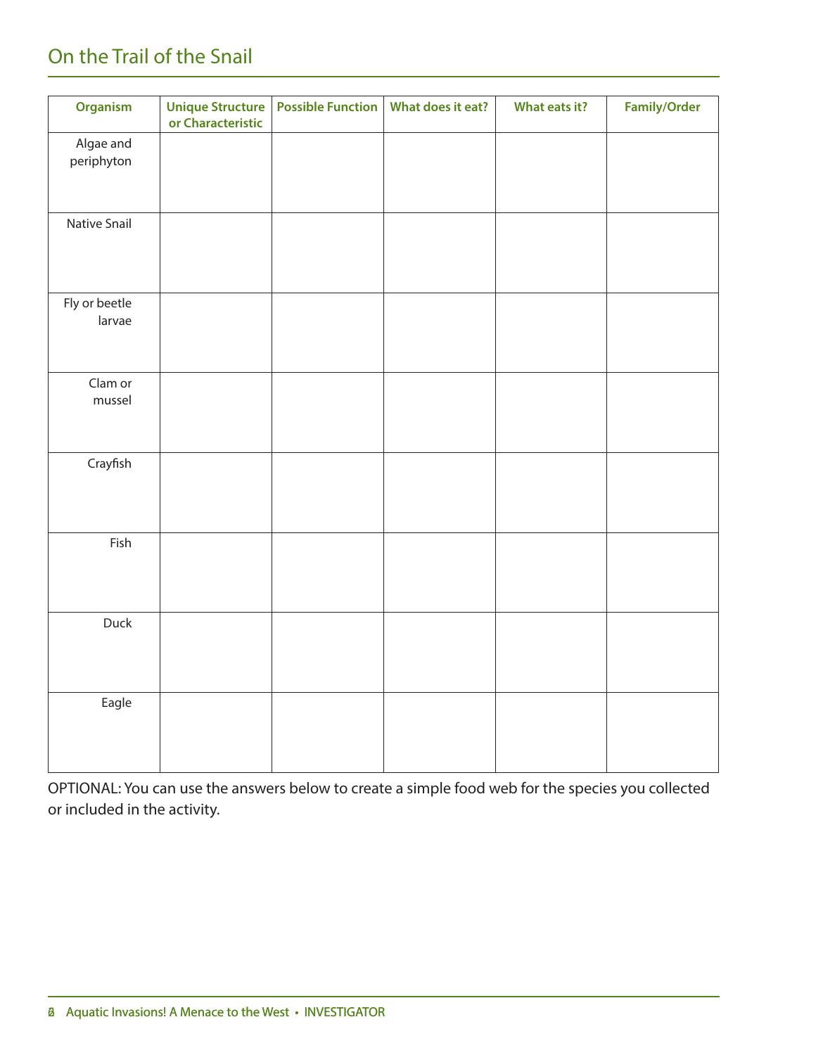# On the Trail of the Snail

| Organism | Unique Structure or Characteristic | Possible Function | What does it eat? | What eats it? | Family/Order |
|---|---|---|---|---|---|
| Algae and periphyton | | | | | |
| Native Snail | | | | | |
| Fly or beetle larvae | | | | | |
| Clam or mussel | | | | | |
| Crayfish | | | | | |
| Fish | | | | | |
| Duck | | | | | |
| Eagle | | | | | |

OPTIONAL: You can use the answers below to create a simple food web for the species you collected or included in the activity.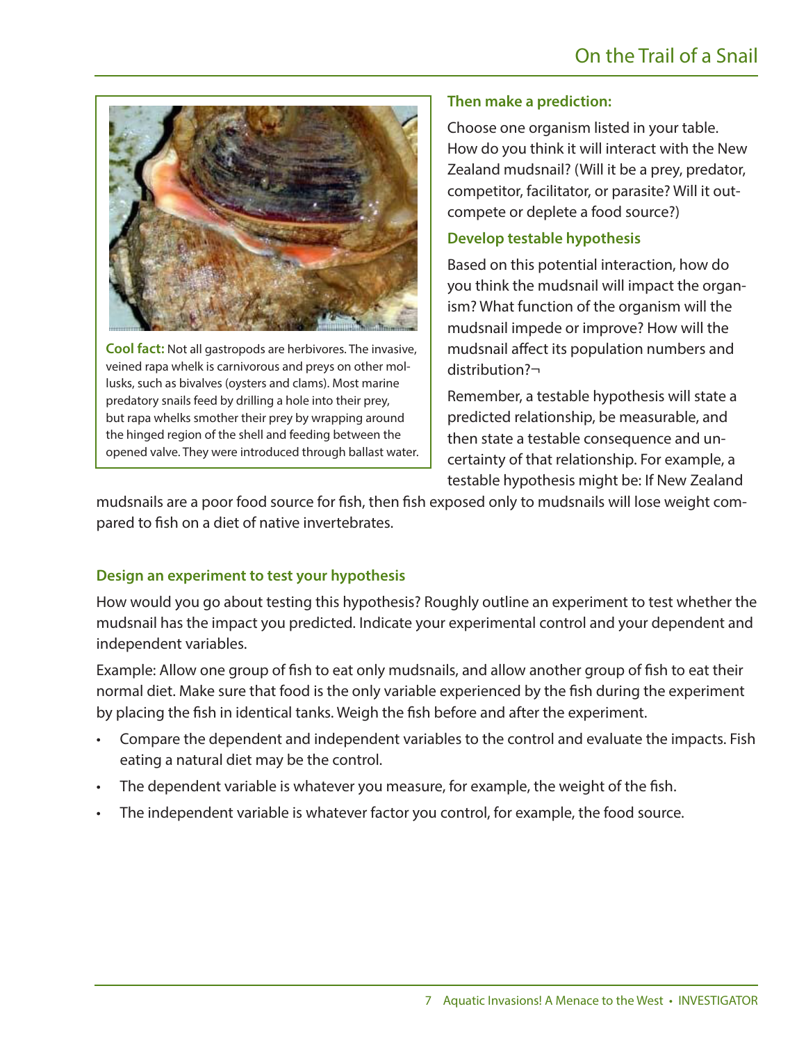**Cool fact:** Not all gastropods are herbivores. The invasive, veined rapa whelk is carnivorous and preys on other mollusks, such as bivalves (oysters and clams). Most marine predatory snails feed by drilling a hole into their prey, but rapa whelks smother their prey by wrapping around the hinged region of the shell and feeding between the opened valve. They were introduced through ballast water.

### Then make a prediction:

Choose one organism listed in your table. How do you think it will interact with the New Zealand mudsnail? (Will it be a prey, predator, competitor, facilitator, or parasite? Will it outcompete or deplete a food source?)

### Develop testable hypothesis

Based on this potential interaction, how do you think the mudsnail will impact the organism? What function of the organism will the mudsnail impede or improve? How will the mudsnail affect its population numbers and distribution?¬

Remember, a testable hypothesis will state a predicted relationship, be measurable, and then state a testable consequence and uncertainty of that relationship. For example, a testable hypothesis might be: If New Zealand mudsnails are a poor food source for fish, then fish exposed only to mudsnails will lose weight compared to fish on a diet of native invertebrates.

### Design an experiment to test your hypothesis

How would you go about testing this hypothesis? Roughly outline an experiment to test whether the mudsnail has the impact you predicted. Indicate your experimental control and your dependent and independent variables.

Example: Allow one group of fish to eat only mudsnails, and allow another group of fish to eat their normal diet. Make sure that food is the only variable experienced by the fish during the experiment by placing the fish in identical tanks. Weigh the fish before and after the experiment.

- Compare the dependent and independent variables to the control and evaluate the impacts. Fish eating a natural diet may be the control.
- The dependent variable is whatever you measure, for example, the weight of the fish.
- The independent variable is whatever factor you control, for example, the food source.